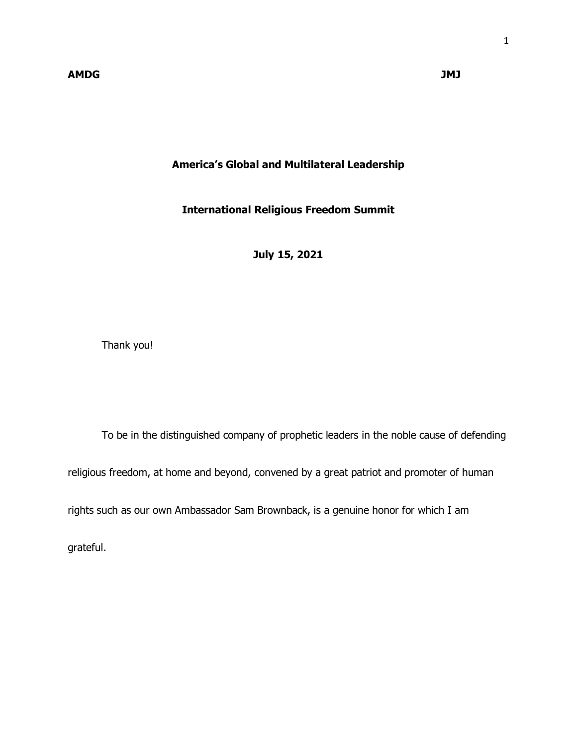**AMDG** **JMJ**

# America's Global and Multilateral Leadership

## International Religious Freedom Summit

### July 15, 2021

Thank you!

To be in the distinguished company of prophetic leaders in the noble cause of defending religious freedom, at home and beyond, convened by a great patriot and promoter of human rights such as our own Ambassador Sam Brownback, is a genuine honor for which I am grateful.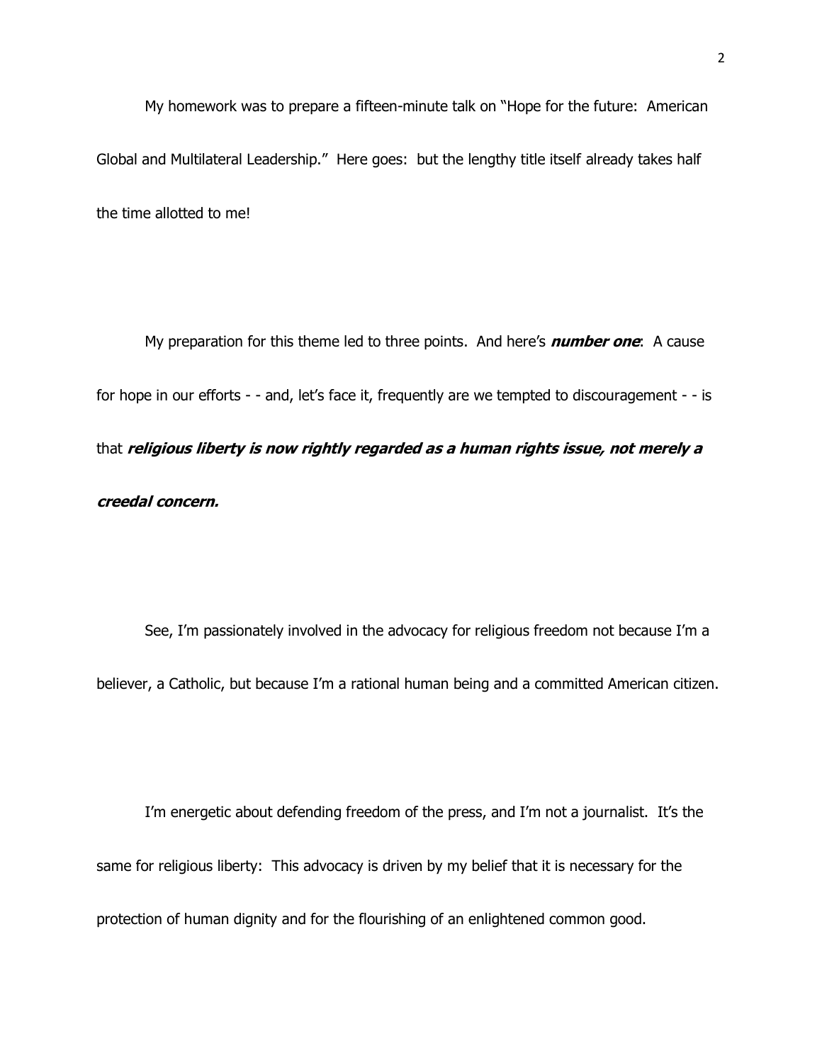My homework was to prepare a fifteen-minute talk on "Hope for the future: American Global and Multilateral Leadership." Here goes: but the lengthy title itself already takes half the time allotted to me!

My preparation for this theme led to three points. And here's ***number one***: A cause for hope in our efforts - - and, let's face it, frequently are we tempted to discouragement - - is that ***religious liberty is now rightly regarded as a human rights issue, not merely a creedal concern.***

See, I'm passionately involved in the advocacy for religious freedom not because I'm a believer, a Catholic, but because I'm a rational human being and a committed American citizen.

I'm energetic about defending freedom of the press, and I'm not a journalist. It's the same for religious liberty: This advocacy is driven by my belief that it is necessary for the protection of human dignity and for the flourishing of an enlightened common good.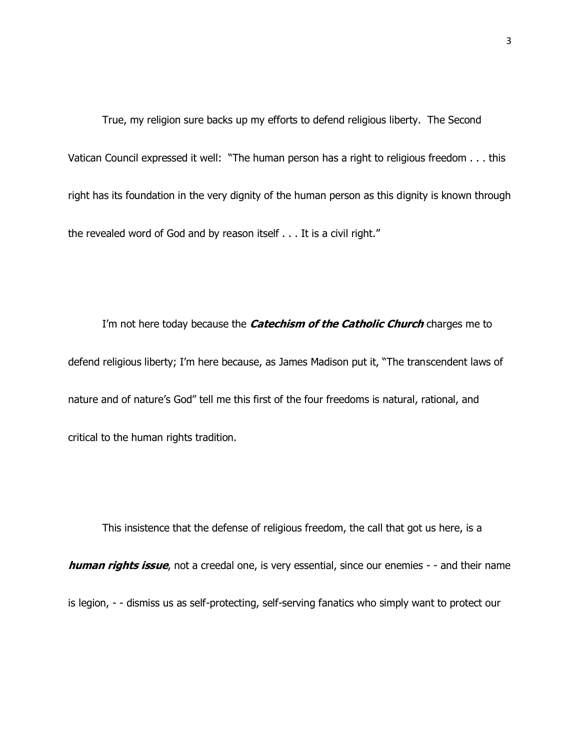True, my religion sure backs up my efforts to defend religious liberty. The Second Vatican Council expressed it well: "The human person has a right to religious freedom . . . this right has its foundation in the very dignity of the human person as this dignity is known through the revealed word of God and by reason itself . . . It is a civil right."

I'm not here today because the ***Catechism of the Catholic Church*** charges me to defend religious liberty; I'm here because, as James Madison put it, "The transcendent laws of nature and of nature's God" tell me this first of the four freedoms is natural, rational, and critical to the human rights tradition.

This insistence that the defense of religious freedom, the call that got us here, is a ***human rights issue***, not a creedal one, is very essential, since our enemies - - and their name is legion, - - dismiss us as self-protecting, self-serving fanatics who simply want to protect our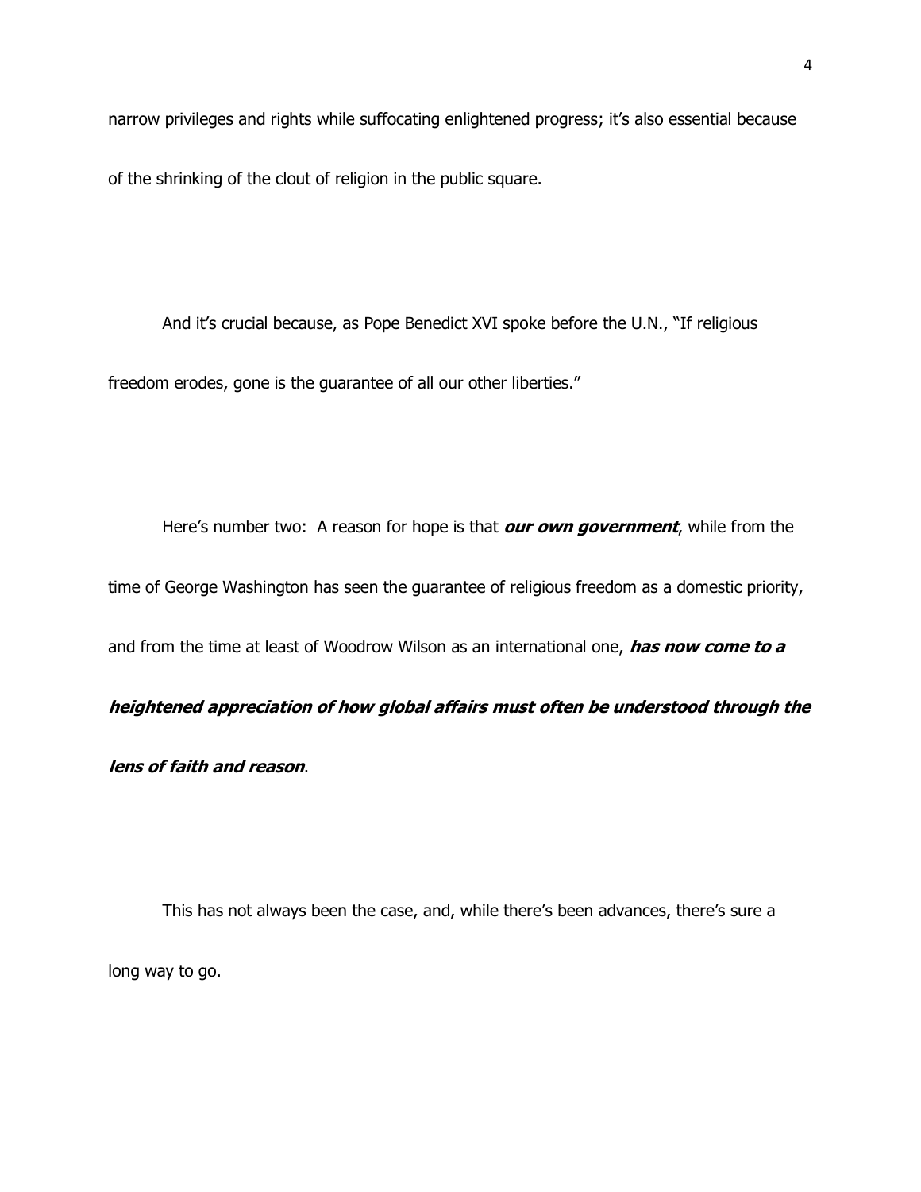narrow privileges and rights while suffocating enlightened progress; it's also essential because of the shrinking of the clout of religion in the public square.

And it's crucial because, as Pope Benedict XVI spoke before the U.N., "If religious freedom erodes, gone is the guarantee of all our other liberties."

Here's number two: A reason for hope is that ***our own government***, while from the time of George Washington has seen the guarantee of religious freedom as a domestic priority, and from the time at least of Woodrow Wilson as an international one, ***has now come to a heightened appreciation of how global affairs must often be understood through the lens of faith and reason***.

This has not always been the case, and, while there's been advances, there's sure a long way to go.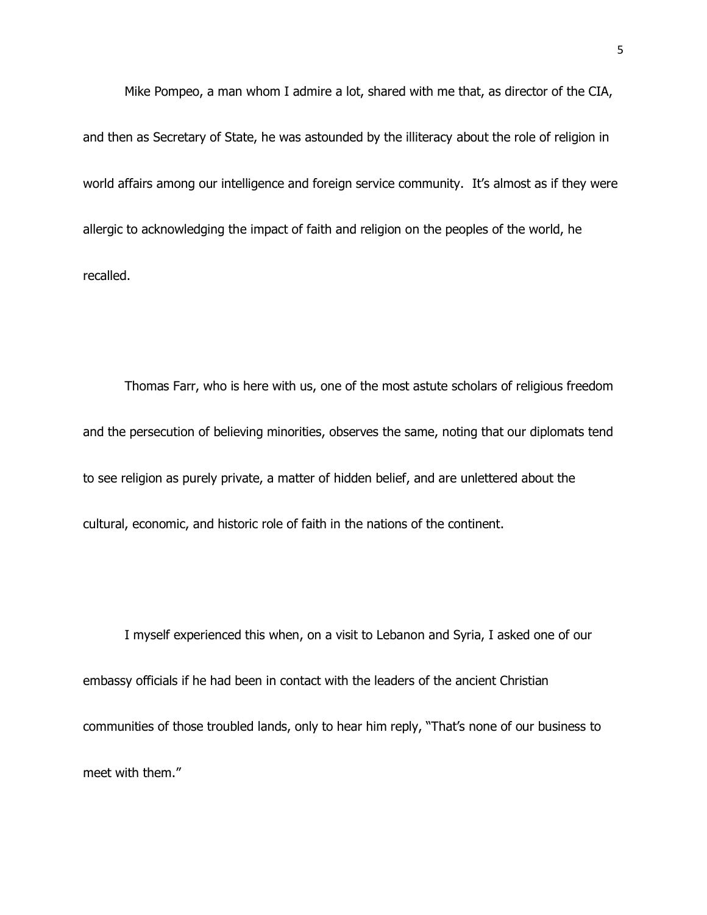Mike Pompeo, a man whom I admire a lot, shared with me that, as director of the CIA, and then as Secretary of State, he was astounded by the illiteracy about the role of religion in world affairs among our intelligence and foreign service community.  It's almost as if they were allergic to acknowledging the impact of faith and religion on the peoples of the world, he recalled.

Thomas Farr, who is here with us, one of the most astute scholars of religious freedom and the persecution of believing minorities, observes the same, noting that our diplomats tend to see religion as purely private, a matter of hidden belief, and are unlettered about the cultural, economic, and historic role of faith in the nations of the continent.

I myself experienced this when, on a visit to Lebanon and Syria, I asked one of our embassy officials if he had been in contact with the leaders of the ancient Christian communities of those troubled lands, only to hear him reply, "That's none of our business to meet with them."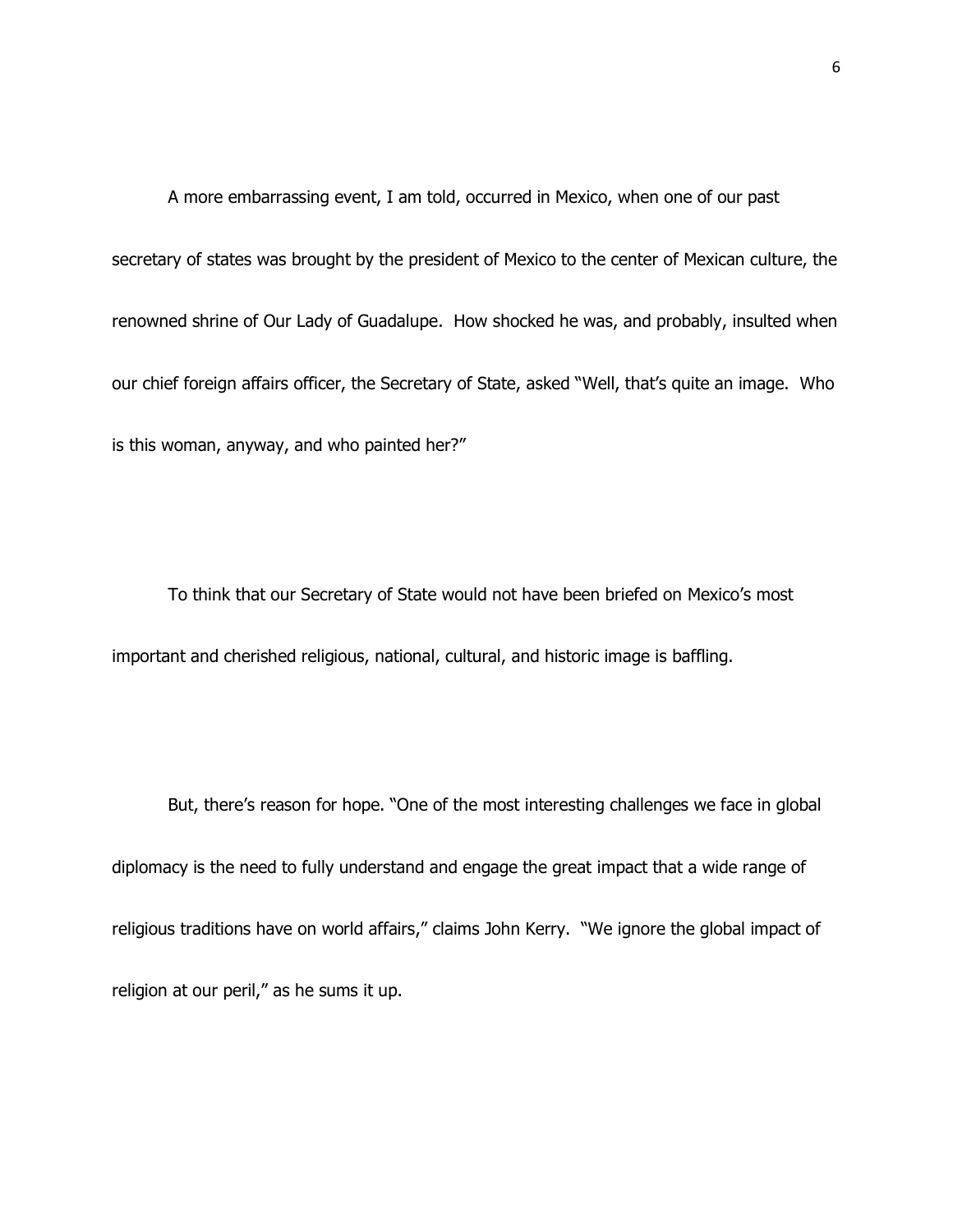A more embarrassing event, I am told, occurred in Mexico, when one of our past secretary of states was brought by the president of Mexico to the center of Mexican culture, the renowned shrine of Our Lady of Guadalupe. How shocked he was, and probably, insulted when our chief foreign affairs officer, the Secretary of State, asked "Well, that's quite an image. Who is this woman, anyway, and who painted her?"

To think that our Secretary of State would not have been briefed on Mexico's most important and cherished religious, national, cultural, and historic image is baffling.

But, there's reason for hope. "One of the most interesting challenges we face in global diplomacy is the need to fully understand and engage the great impact that a wide range of religious traditions have on world affairs," claims John Kerry. "We ignore the global impact of religion at our peril," as he sums it up.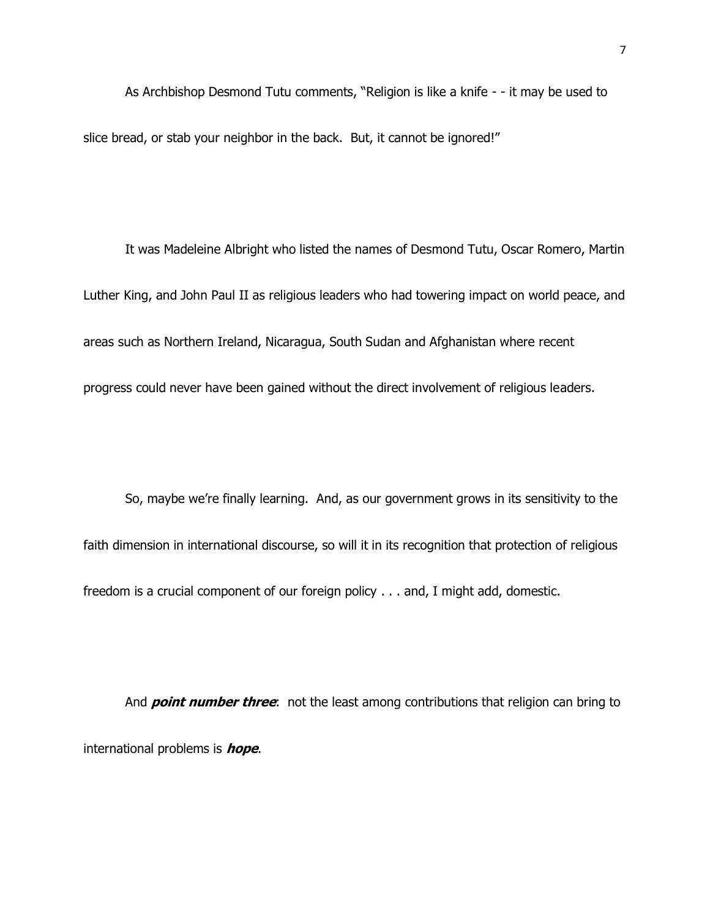As Archbishop Desmond Tutu comments, "Religion is like a knife - - it may be used to slice bread, or stab your neighbor in the back. But, it cannot be ignored!"

It was Madeleine Albright who listed the names of Desmond Tutu, Oscar Romero, Martin Luther King, and John Paul II as religious leaders who had towering impact on world peace, and areas such as Northern Ireland, Nicaragua, South Sudan and Afghanistan where recent progress could never have been gained without the direct involvement of religious leaders.

So, maybe we're finally learning. And, as our government grows in its sensitivity to the faith dimension in international discourse, so will it in its recognition that protection of religious freedom is a crucial component of our foreign policy . . . and, I might add, domestic.

And ***point number three***: not the least among contributions that religion can bring to international problems is ***hope***.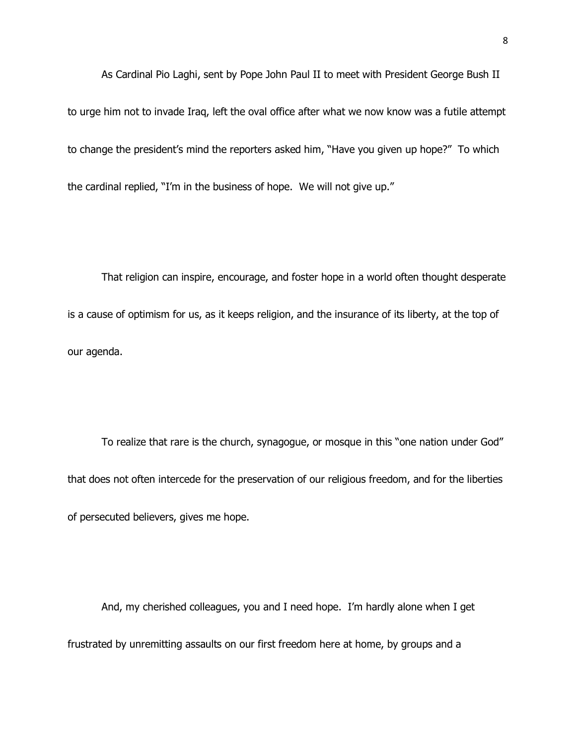As Cardinal Pio Laghi, sent by Pope John Paul II to meet with President George Bush II to urge him not to invade Iraq, left the oval office after what we now know was a futile attempt to change the president's mind the reporters asked him, "Have you given up hope?" To which the cardinal replied, "I'm in the business of hope. We will not give up."

That religion can inspire, encourage, and foster hope in a world often thought desperate is a cause of optimism for us, as it keeps religion, and the insurance of its liberty, at the top of our agenda.

To realize that rare is the church, synagogue, or mosque in this "one nation under God" that does not often intercede for the preservation of our religious freedom, and for the liberties of persecuted believers, gives me hope.

And, my cherished colleagues, you and I need hope. I'm hardly alone when I get frustrated by unremitting assaults on our first freedom here at home, by groups and a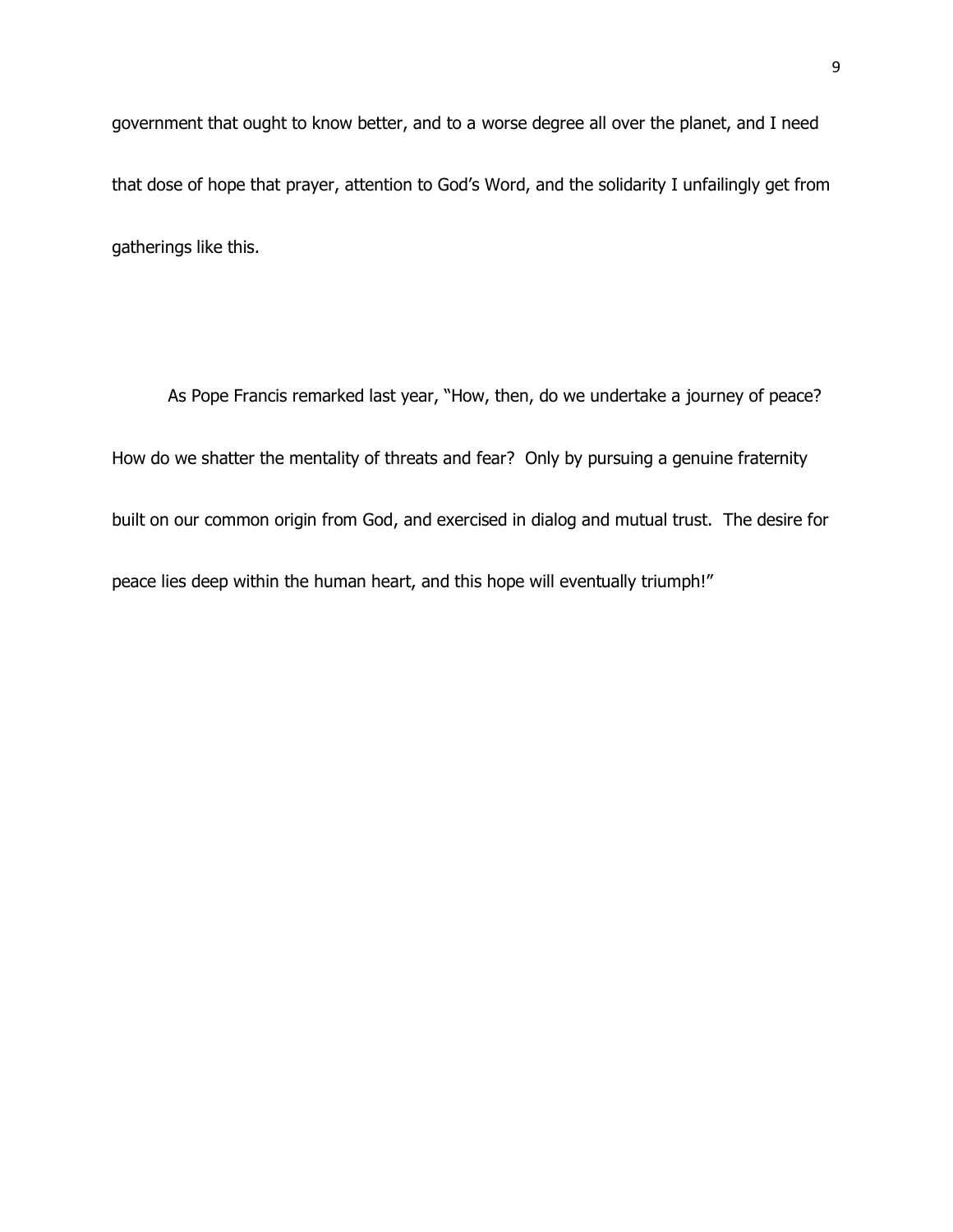government that ought to know better, and to a worse degree all over the planet, and I need that dose of hope that prayer, attention to God's Word, and the solidarity I unfailingly get from gatherings like this.

As Pope Francis remarked last year, "How, then, do we undertake a journey of peace? How do we shatter the mentality of threats and fear? Only by pursuing a genuine fraternity built on our common origin from God, and exercised in dialog and mutual trust. The desire for peace lies deep within the human heart, and this hope will eventually triumph!"